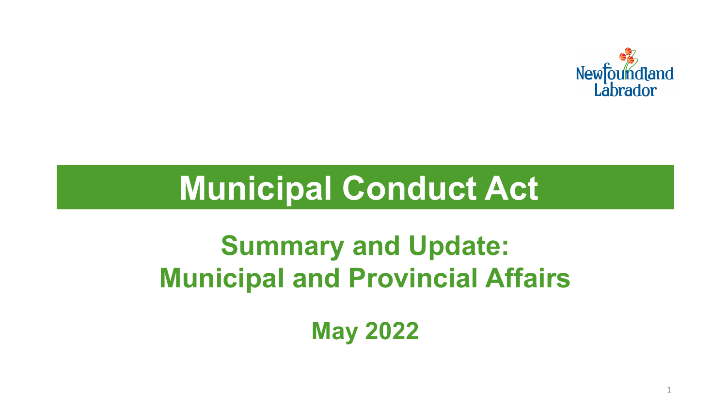# Municipal Conduct Act

## Summary and Update: Municipal and Provincial Affairs

## May 2022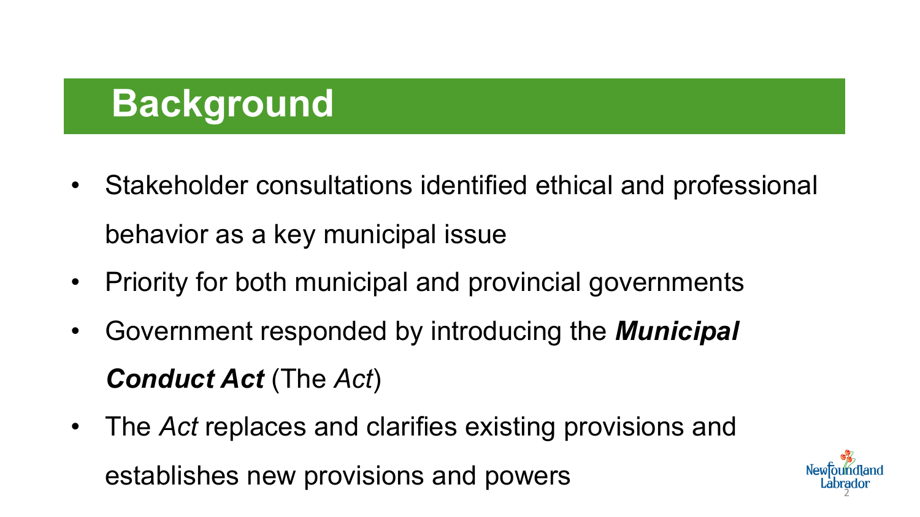# Background

- Stakeholder consultations identified ethical and professional behavior as a key municipal issue
- Priority for both municipal and provincial governments
- Government responded by introducing the ***Municipal Conduct Act*** (The *Act*)
- The *Act* replaces and clarifies existing provisions and establishes new provisions and powers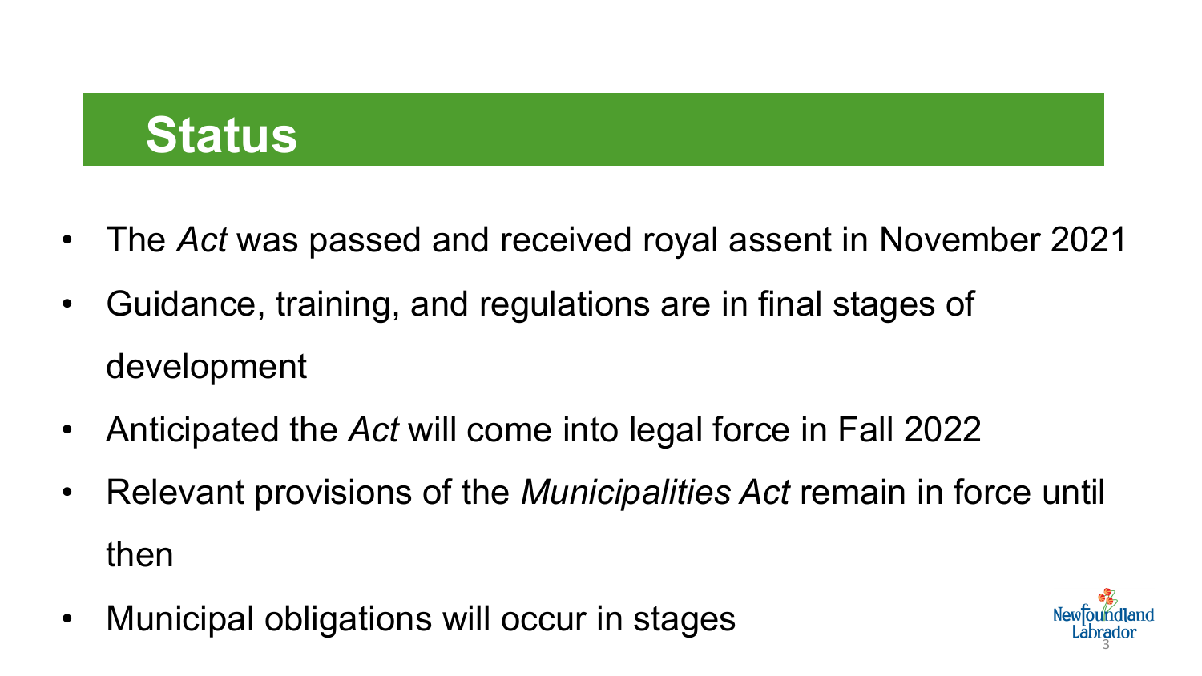# Status

- The *Act* was passed and received royal assent in November 2021
- Guidance, training, and regulations are in final stages of development
- Anticipated the *Act* will come into legal force in Fall 2022
- Relevant provisions of the *Municipalities Act* remain in force until then
- Municipal obligations will occur in stages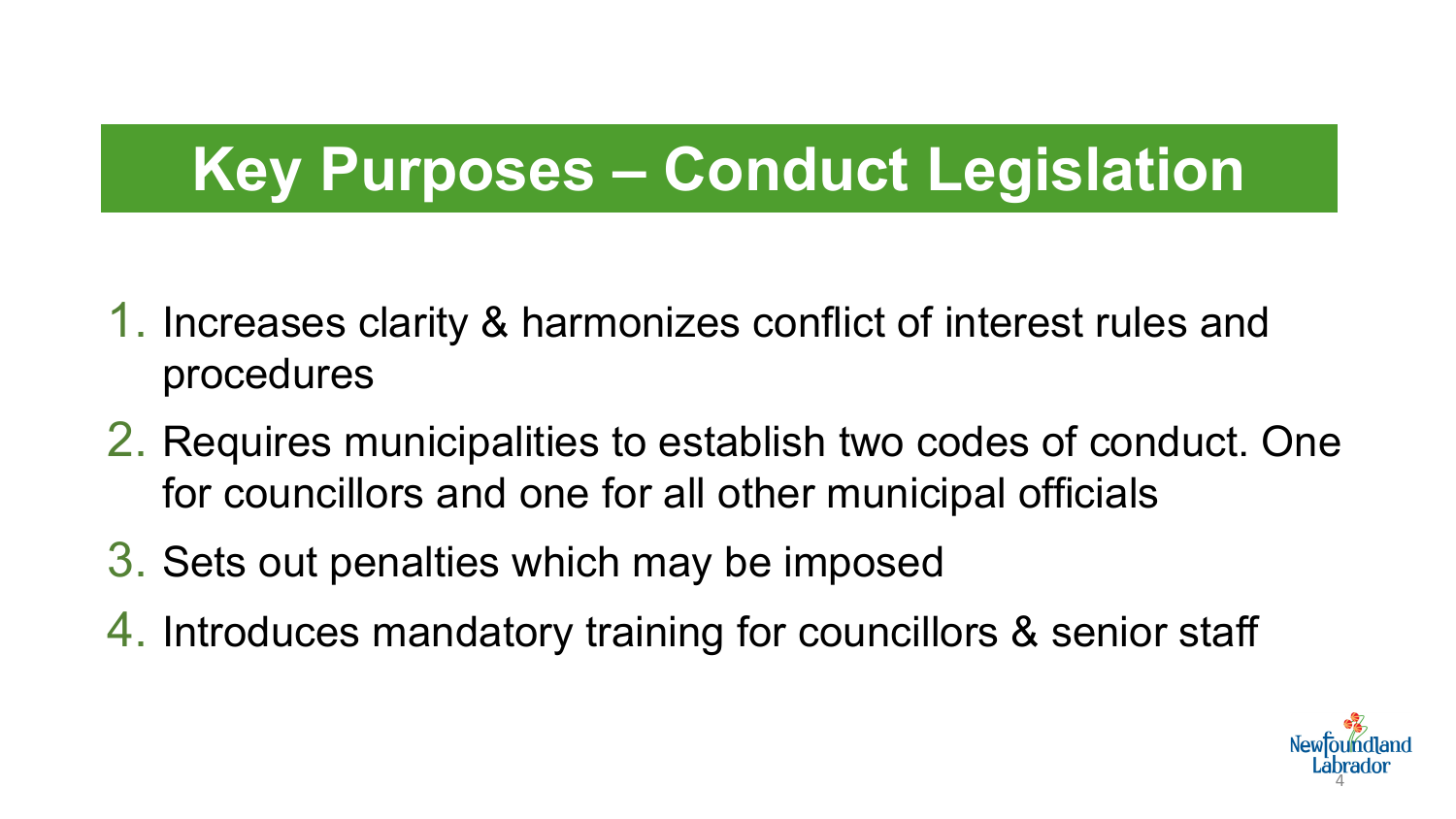# Key Purposes – Conduct Legislation

1. Increases clarity & harmonizes conflict of interest rules and procedures
2. Requires municipalities to establish two codes of conduct. One for councillors and one for all other municipal officials
3. Sets out penalties which may be imposed
4. Introduces mandatory training for councillors & senior staff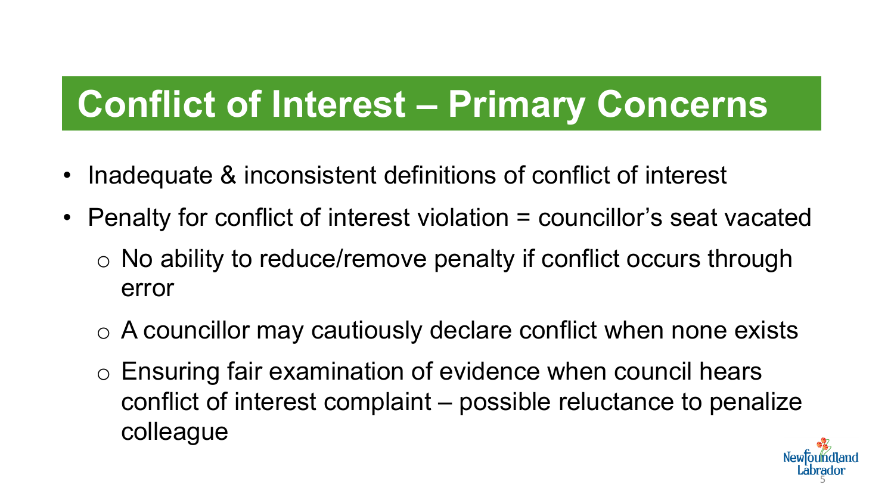# Conflict of Interest – Primary Concerns

- Inadequate & inconsistent definitions of conflict of interest
- Penalty for conflict of interest violation = councillor's seat vacated
  - No ability to reduce/remove penalty if conflict occurs through error
  - A councillor may cautiously declare conflict when none exists
  - Ensuring fair examination of evidence when council hears conflict of interest complaint – possible reluctance to penalize colleague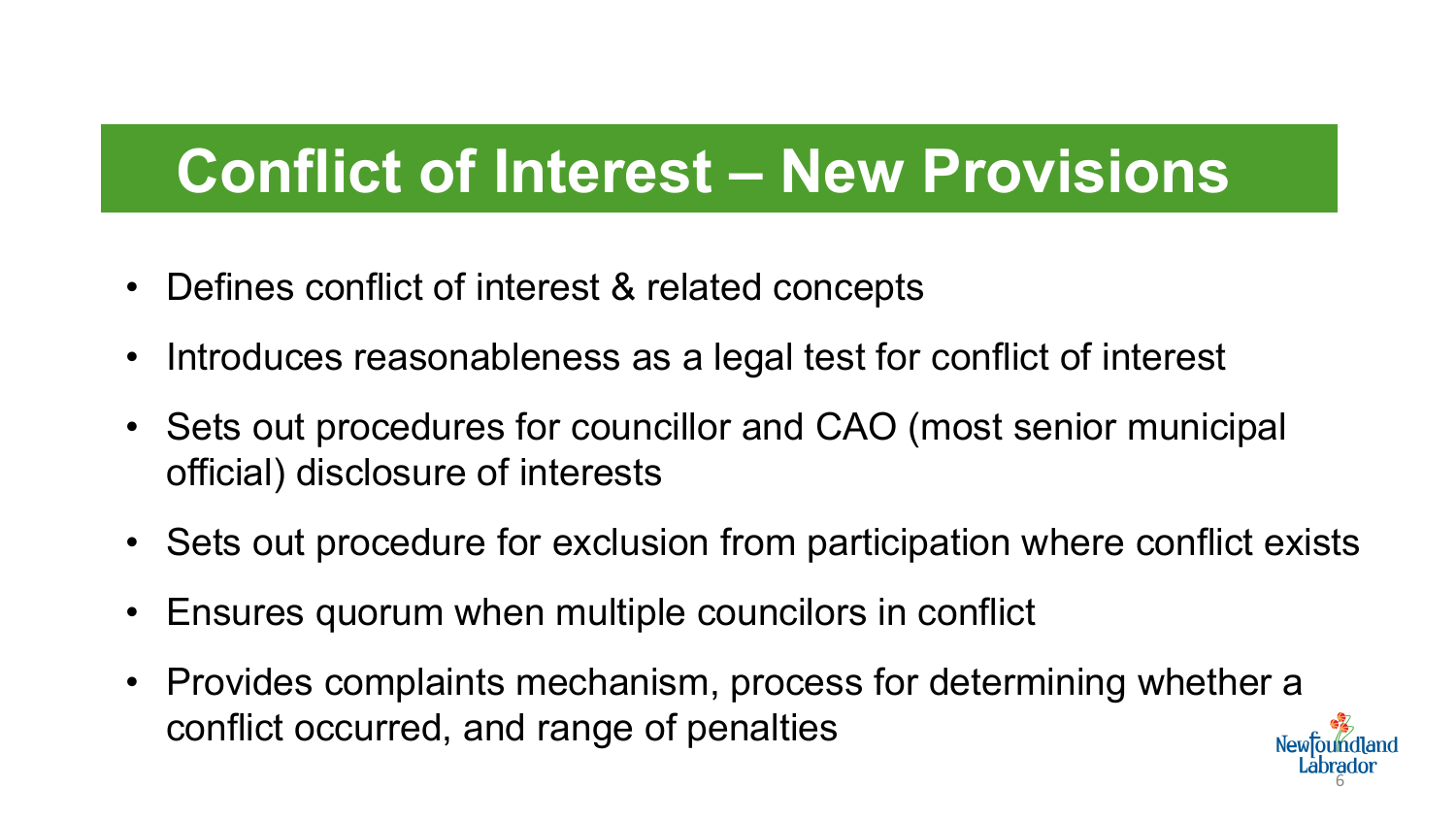# Conflict of Interest – New Provisions

- Defines conflict of interest & related concepts
- Introduces reasonableness as a legal test for conflict of interest
- Sets out procedures for councillor and CAO (most senior municipal official) disclosure of interests
- Sets out procedure for exclusion from participation where conflict exists
- Ensures quorum when multiple councilors in conflict
- Provides complaints mechanism, process for determining whether a conflict occurred, and range of penalties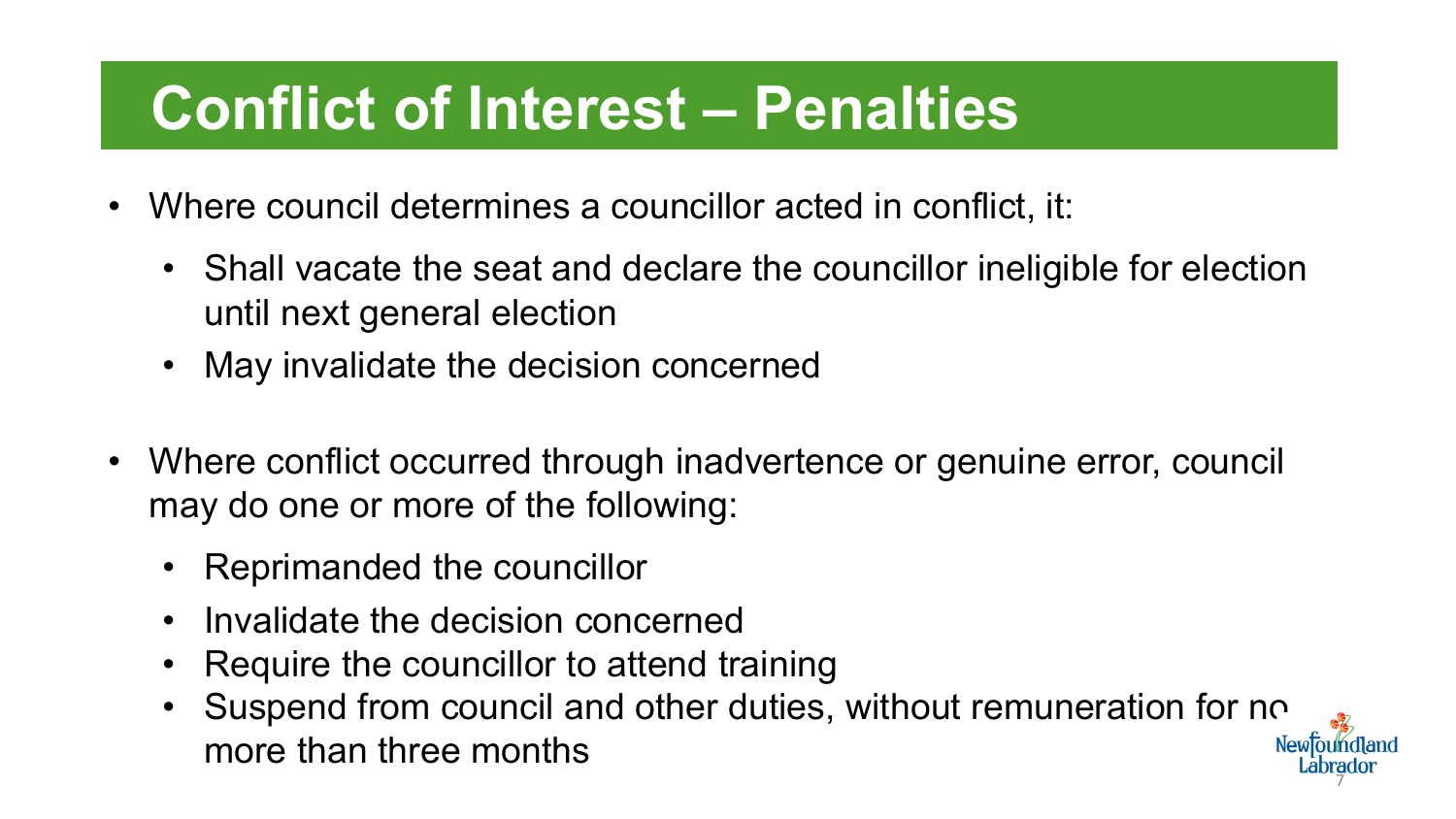# Conflict of Interest – Penalties

- Where council determines a councillor acted in conflict, it:
  - Shall vacate the seat and declare the councillor ineligible for election until next general election
  - May invalidate the decision concerned

- Where conflict occurred through inadvertence or genuine error, council may do one or more of the following:
  - Reprimanded the councillor
  - Invalidate the decision concerned
  - Require the councillor to attend training
  - Suspend from council and other duties, without remuneration for no more than three months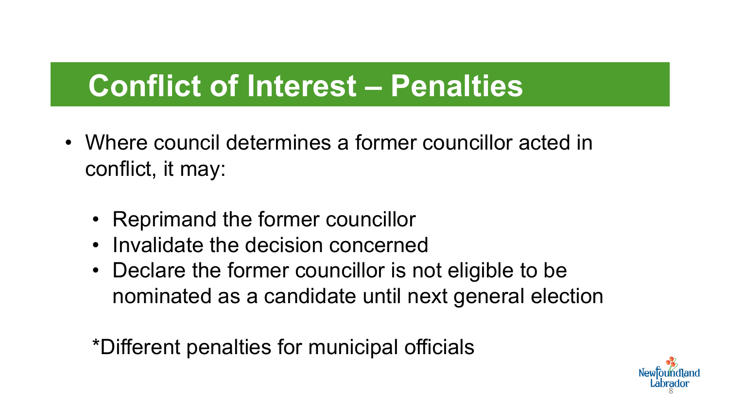# Conflict of Interest – Penalties

- Where council determines a former councillor acted in conflict, it may:
  - Reprimand the former councillor
  - Invalidate the decision concerned
  - Declare the former councillor is not eligible to be nominated as a candidate until next general election

*Different penalties for municipal officials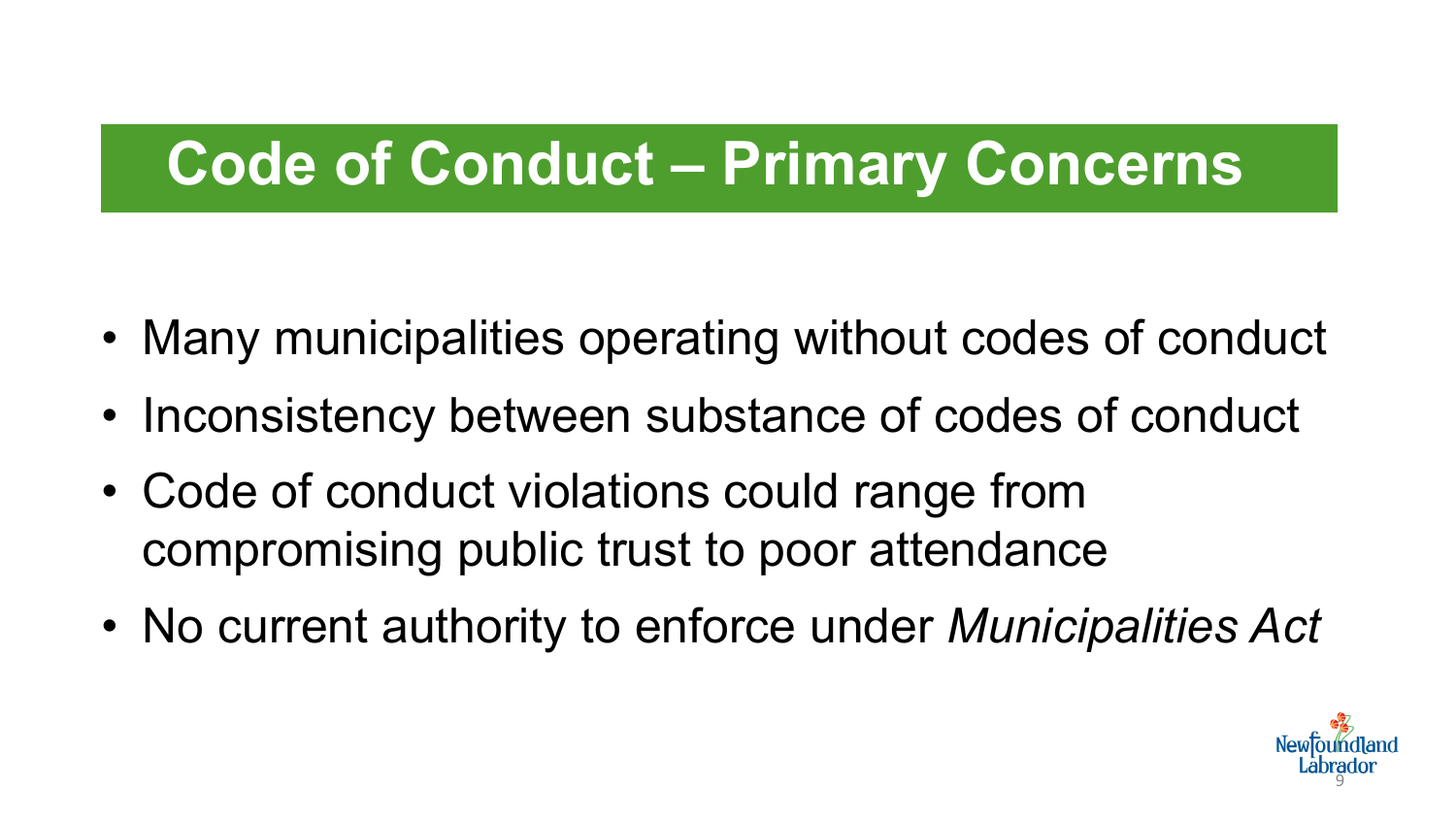# Code of Conduct – Primary Concerns

- Many municipalities operating without codes of conduct
- Inconsistency between substance of codes of conduct
- Code of conduct violations could range from compromising public trust to poor attendance
- No current authority to enforce under *Municipalities Act*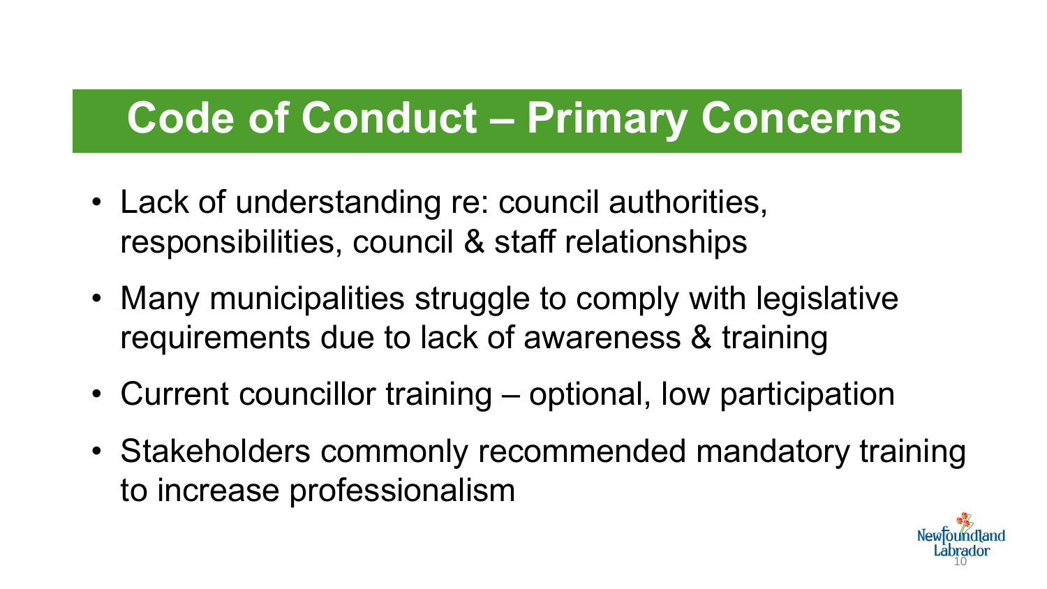# Code of Conduct – Primary Concerns

- Lack of understanding re: council authorities, responsibilities, council & staff relationships
- Many municipalities struggle to comply with legislative requirements due to lack of awareness & training
- Current councillor training – optional, low participation
- Stakeholders commonly recommended mandatory training to increase professionalism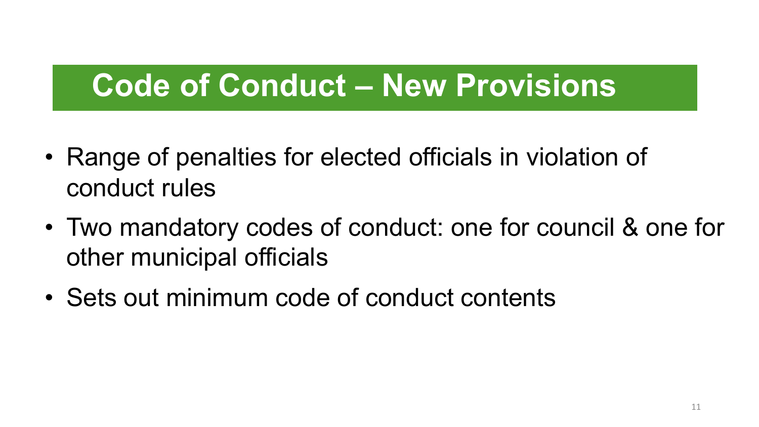# Code of Conduct – New Provisions

- Range of penalties for elected officials in violation of conduct rules
- Two mandatory codes of conduct: one for council & one for other municipal officials
- Sets out minimum code of conduct contents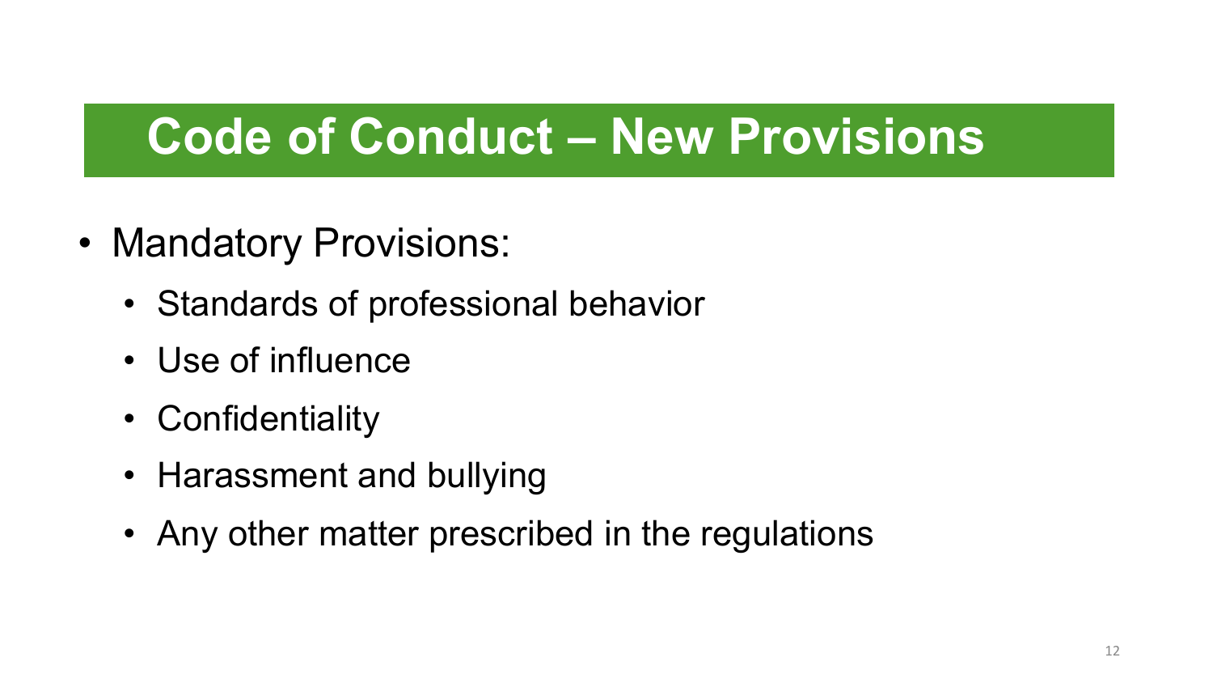# Code of Conduct – New Provisions

- Mandatory Provisions:
  - Standards of professional behavior
  - Use of influence
  - Confidentiality
  - Harassment and bullying
  - Any other matter prescribed in the regulations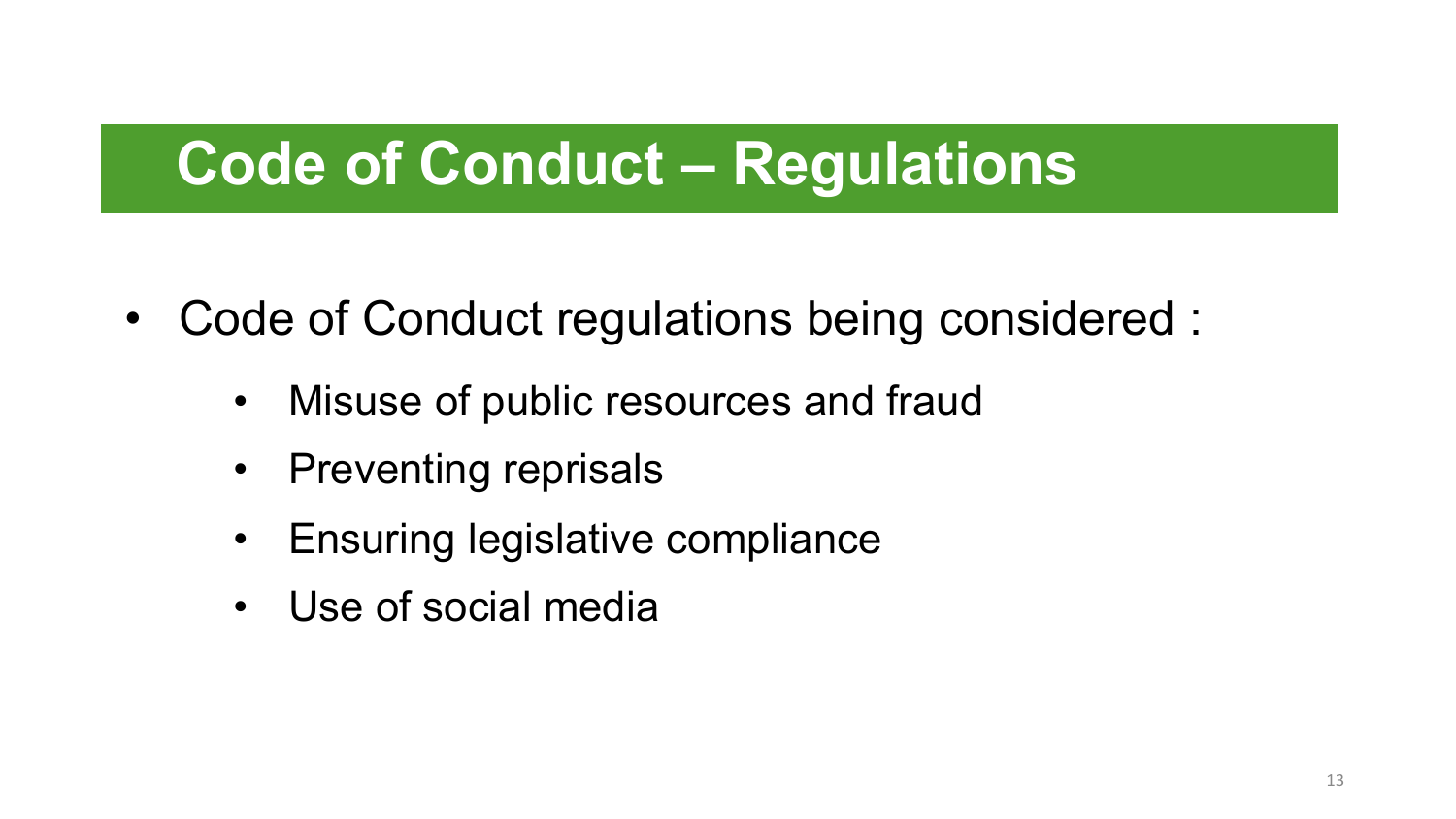# Code of Conduct – Regulations

- Code of Conduct regulations being considered :
  - Misuse of public resources and fraud
  - Preventing reprisals
  - Ensuring legislative compliance
  - Use of social media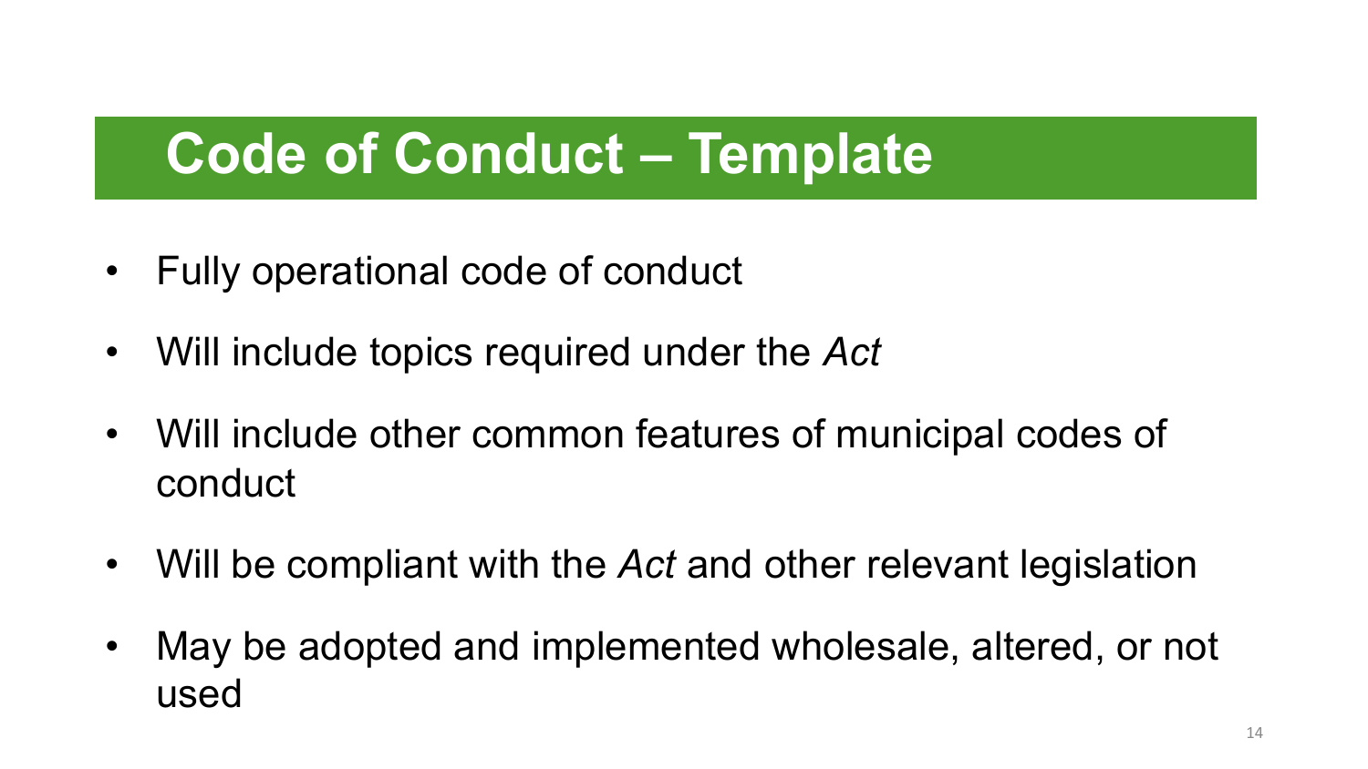# Code of Conduct – Template

- Fully operational code of conduct
- Will include topics required under the *Act*
- Will include other common features of municipal codes of conduct
- Will be compliant with the *Act* and other relevant legislation
- May be adopted and implemented wholesale, altered, or not used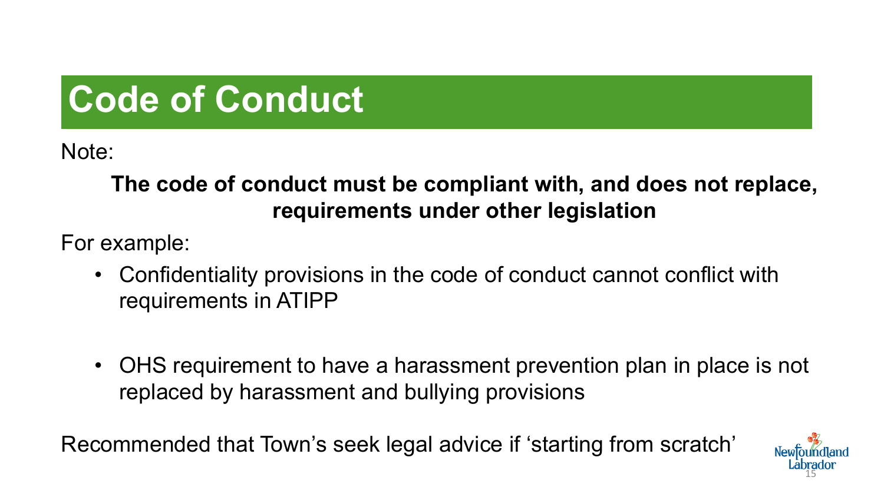# Code of Conduct

Note:

**The code of conduct must be compliant with, and does not replace, requirements under other legislation**

For example:

- Confidentiality provisions in the code of conduct cannot conflict with requirements in ATIPP
- OHS requirement to have a harassment prevention plan in place is not replaced by harassment and bullying provisions

Recommended that Town's seek legal advice if 'starting from scratch'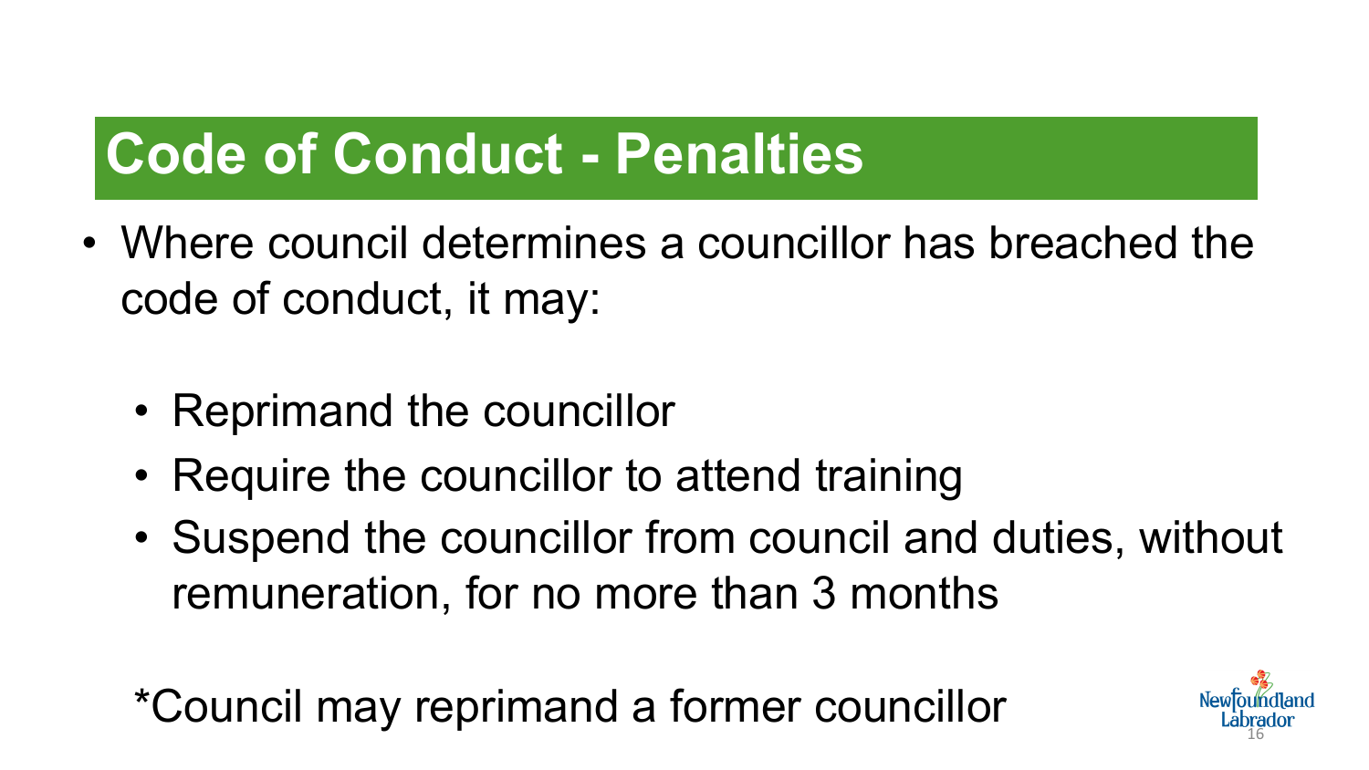# Code of Conduct - Penalties

- Where council determines a councillor has breached the code of conduct, it may:

  - Reprimand the councillor
  - Require the councillor to attend training
  - Suspend the councillor from council and duties, without remuneration, for no more than 3 months

*Council may reprimand a former councillor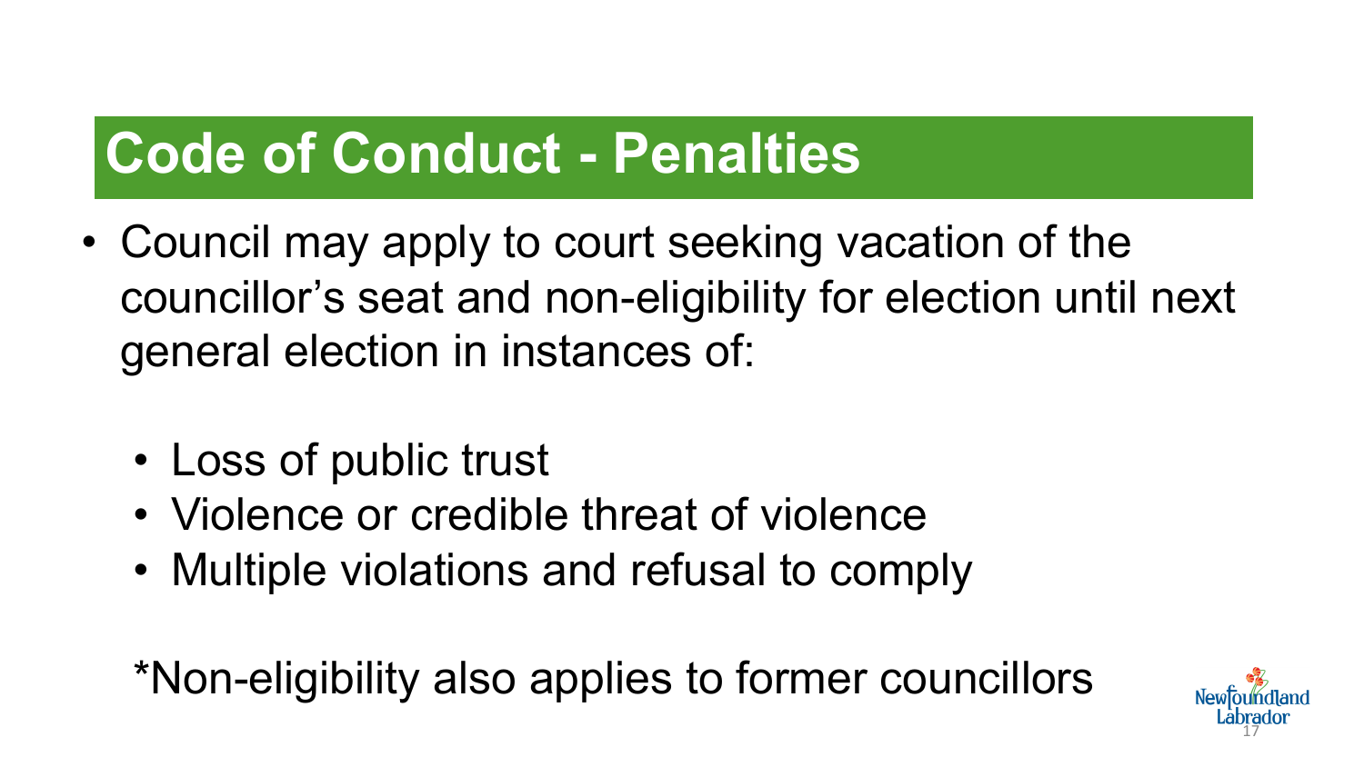# Code of Conduct - Penalties

- Council may apply to court seeking vacation of the councillor's seat and non-eligibility for election until next general election in instances of:
  - Loss of public trust
  - Violence or credible threat of violence
  - Multiple violations and refusal to comply

*Non-eligibility also applies to former councillors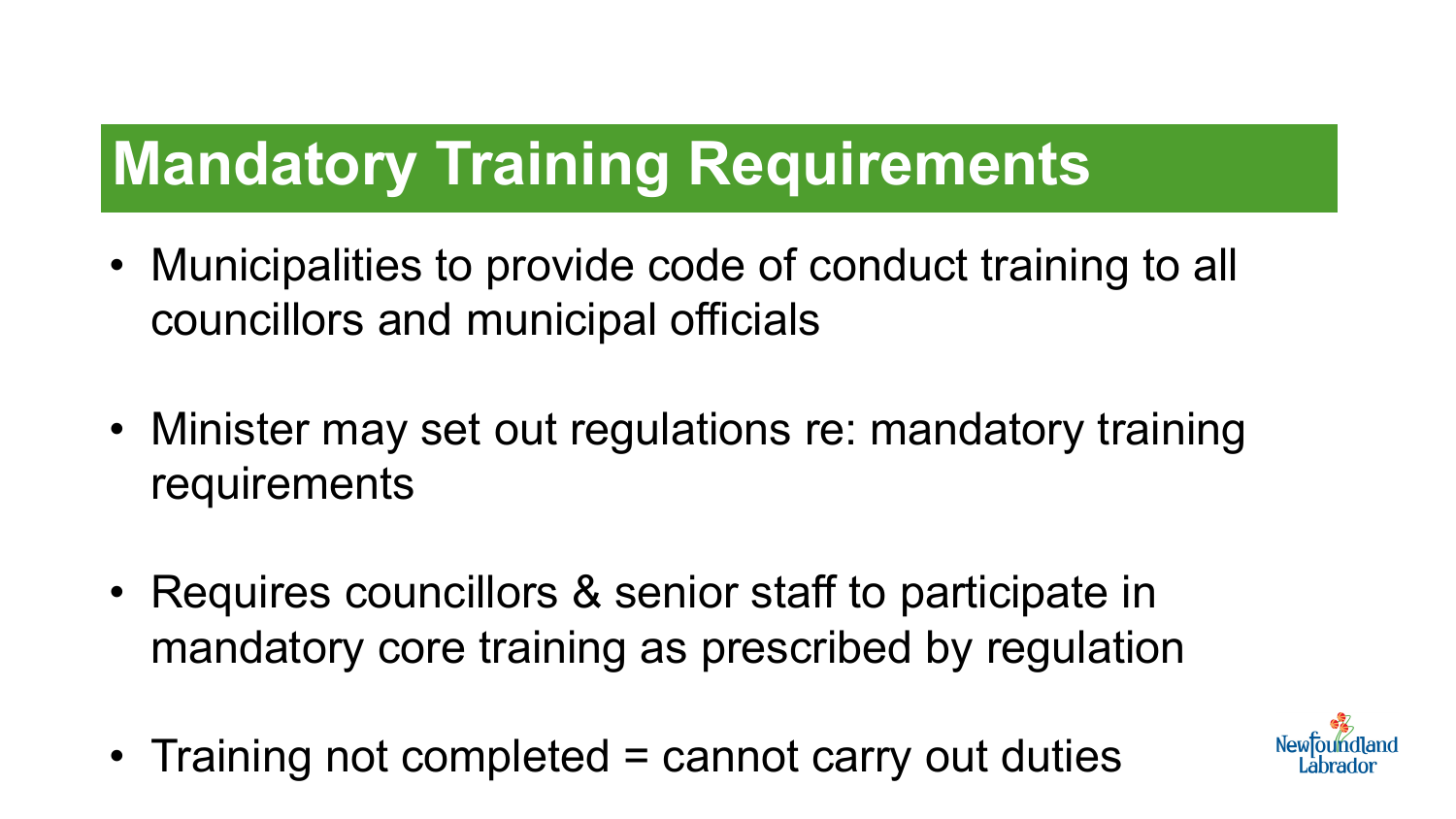# Mandatory Training Requirements

- Municipalities to provide code of conduct training to all councillors and municipal officials
- Minister may set out regulations re: mandatory training requirements
- Requires councillors & senior staff to participate in mandatory core training as prescribed by regulation
- Training not completed = cannot carry out duties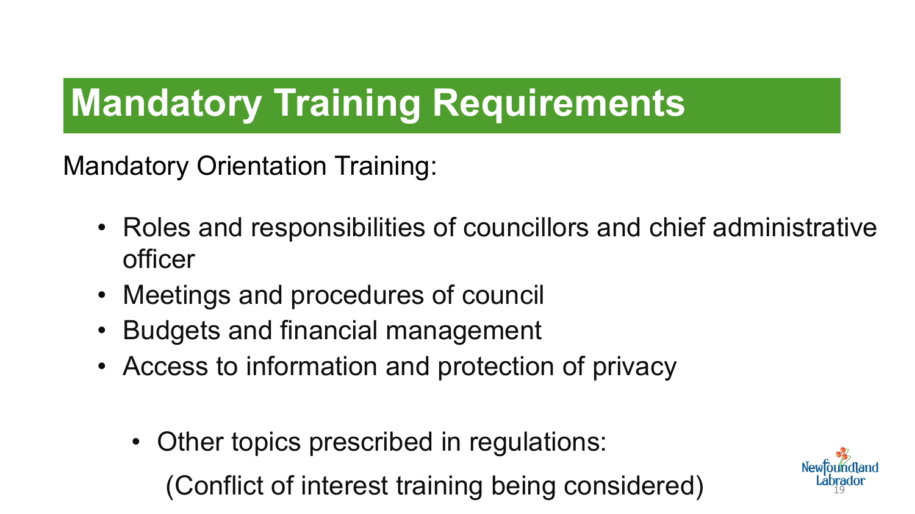# Mandatory Training Requirements

Mandatory Orientation Training:

- Roles and responsibilities of councillors and chief administrative officer
- Meetings and procedures of council
- Budgets and financial management
- Access to information and protection of privacy

  - Other topics prescribed in regulations:

    (Conflict of interest training being considered)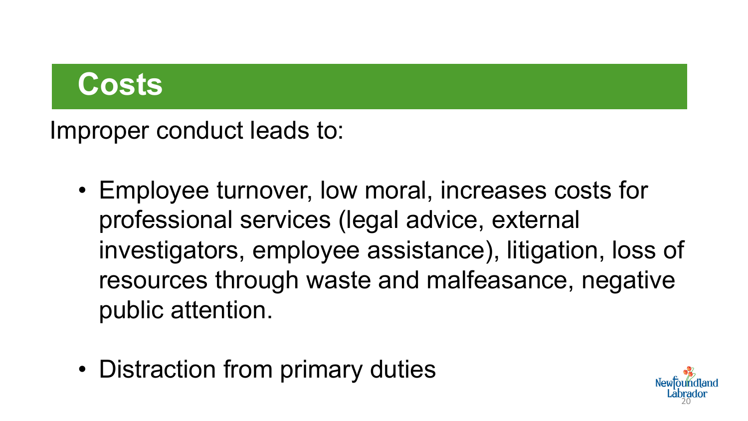# Costs

Improper conduct leads to:

- Employee turnover, low moral, increases costs for professional services (legal advice, external investigators, employee assistance), litigation, loss of resources through waste and malfeasance, negative public attention.

- Distraction from primary duties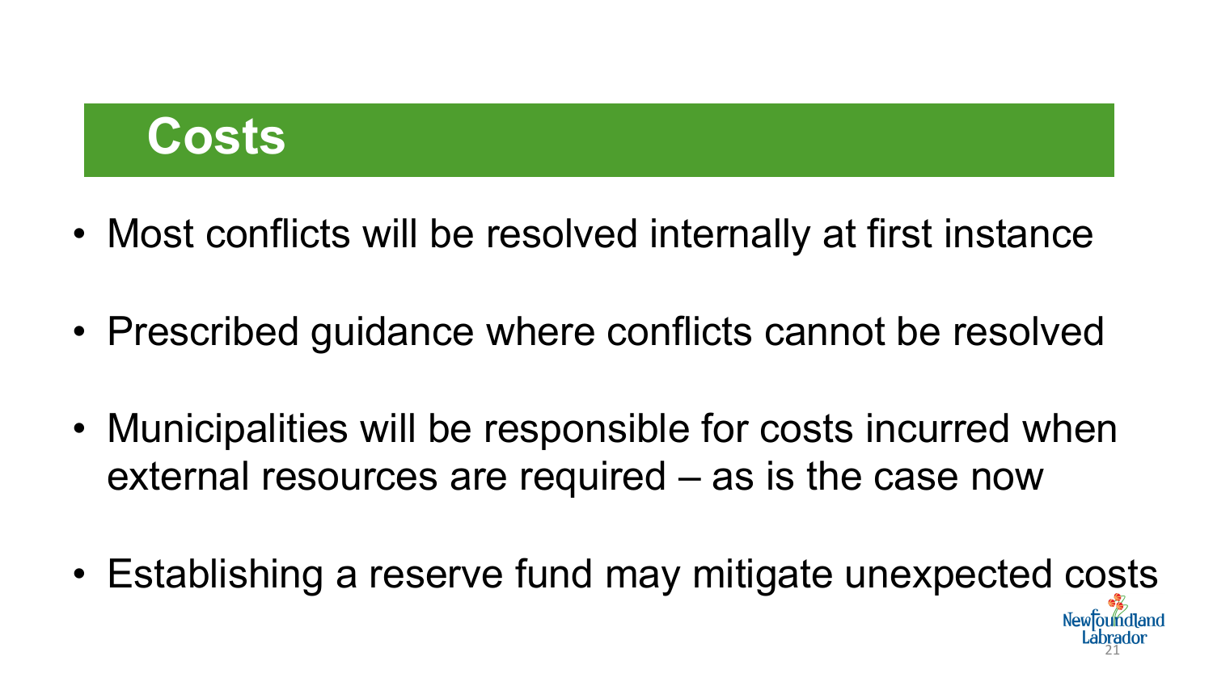# Costs

- Most conflicts will be resolved internally at first instance
- Prescribed guidance where conflicts cannot be resolved
- Municipalities will be responsible for costs incurred when external resources are required – as is the case now
- Establishing a reserve fund may mitigate unexpected costs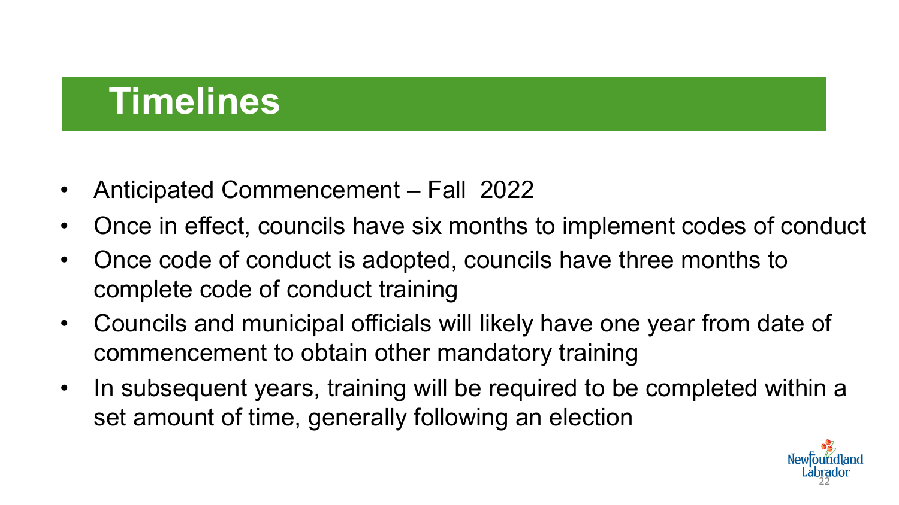# Timelines

- Anticipated Commencement – Fall 2022
- Once in effect, councils have six months to implement codes of conduct
- Once code of conduct is adopted, councils have three months to complete code of conduct training
- Councils and municipal officials will likely have one year from date of commencement to obtain other mandatory training
- In subsequent years, training will be required to be completed within a set amount of time, generally following an election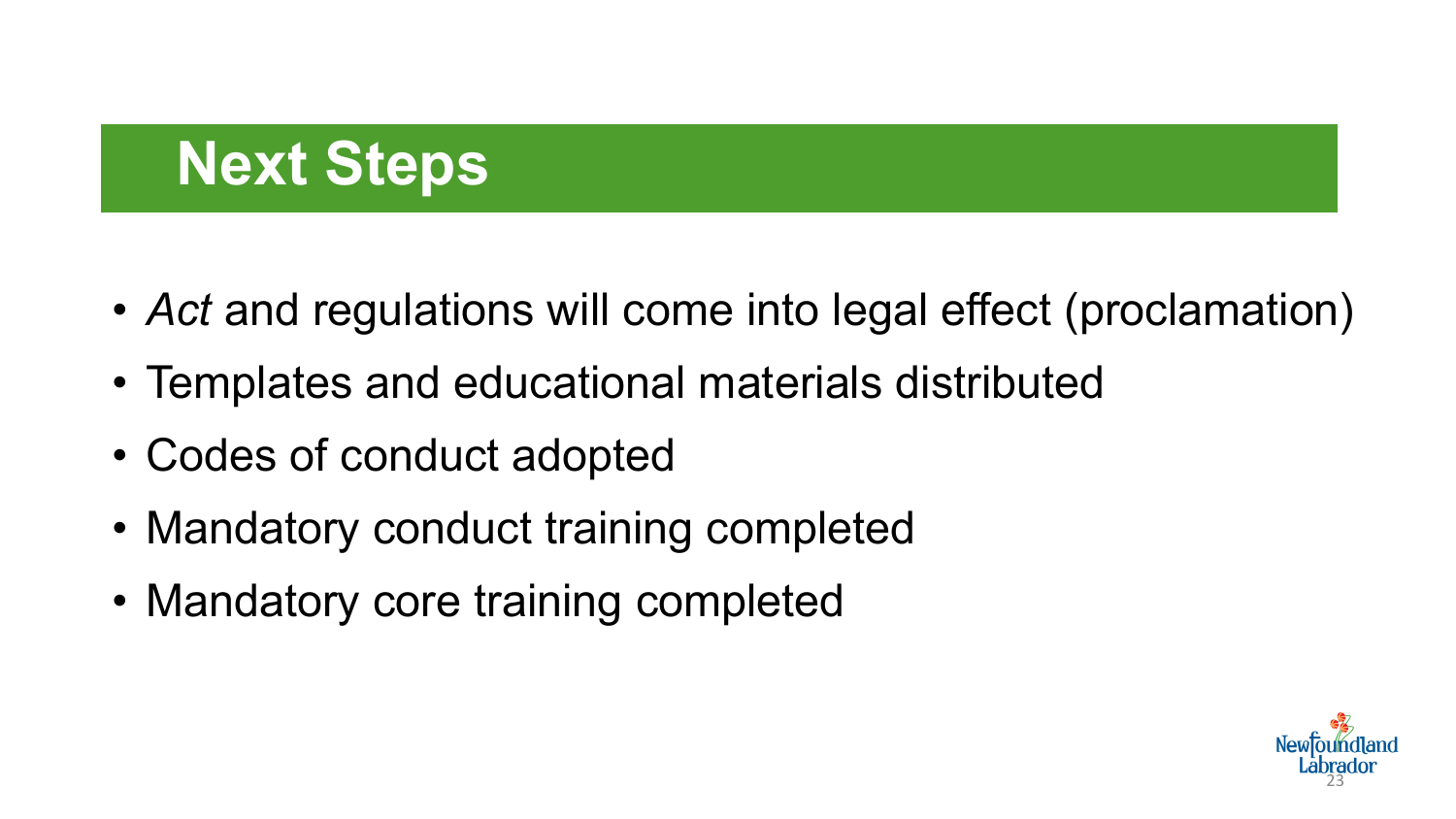# Next Steps

- *Act* and regulations will come into legal effect (proclamation)
- Templates and educational materials distributed
- Codes of conduct adopted
- Mandatory conduct training completed
- Mandatory core training completed